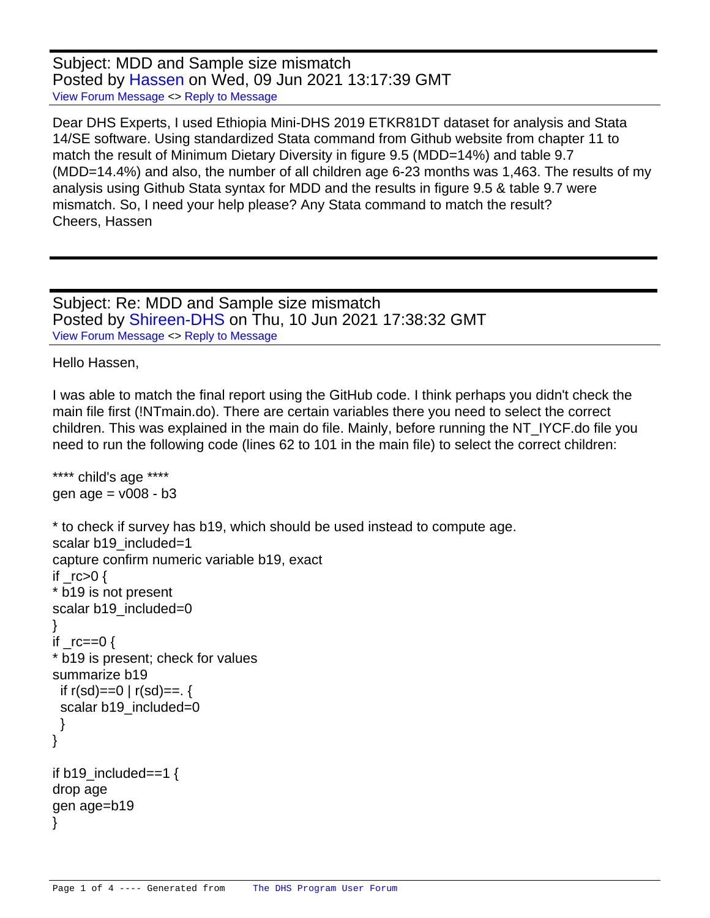Subject: MDD and Sample size mismatch
Posted by Hassen on Wed, 09 Jun 2021 13:17:39 GMT
View Forum Message <> Reply to Message

Dear DHS Experts, I used Ethiopia Mini-DHS 2019 ETKR81DT dataset for analysis and Stata 14/SE software. Using standardized Stata command from Github website from chapter 11 to match the result of Minimum Dietary Diversity in figure 9.5 (MDD=14%) and table 9.7 (MDD=14.4%) and also, the number of all children age 6-23 months was 1,463. The results of my analysis using Github Stata syntax for MDD and the results in figure 9.5 & table 9.7 were mismatch. So, I need your help please? Any Stata command to match the result?
Cheers, Hassen

---

Subject: Re: MDD and Sample size mismatch
Posted by Shireen-DHS on Thu, 10 Jun 2021 17:38:32 GMT
View Forum Message <> Reply to Message

Hello Hassen,

I was able to match the final report using the GitHub code. I think perhaps you didn't check the main file first (!NTmain.do). There are certain variables there you need to select the correct children. This was explained in the main do file. Mainly, before running the NT_IYCF.do file you need to run the following code (lines 62 to 101 in the main file) to select the correct children:

```
**** child's age ****
gen age = v008 - b3

* to check if survey has b19, which should be used instead to compute age.
scalar b19_included=1
capture confirm numeric variable b19, exact
if _rc>0 {
* b19 is not present
scalar b19_included=0
}
if _rc==0 {
* b19 is present; check for values
summarize b19
  if r(sd)==0 | r(sd)==. {
  scalar b19_included=0
  }
}

if b19_included==1 {
drop age
gen age=b19
}
```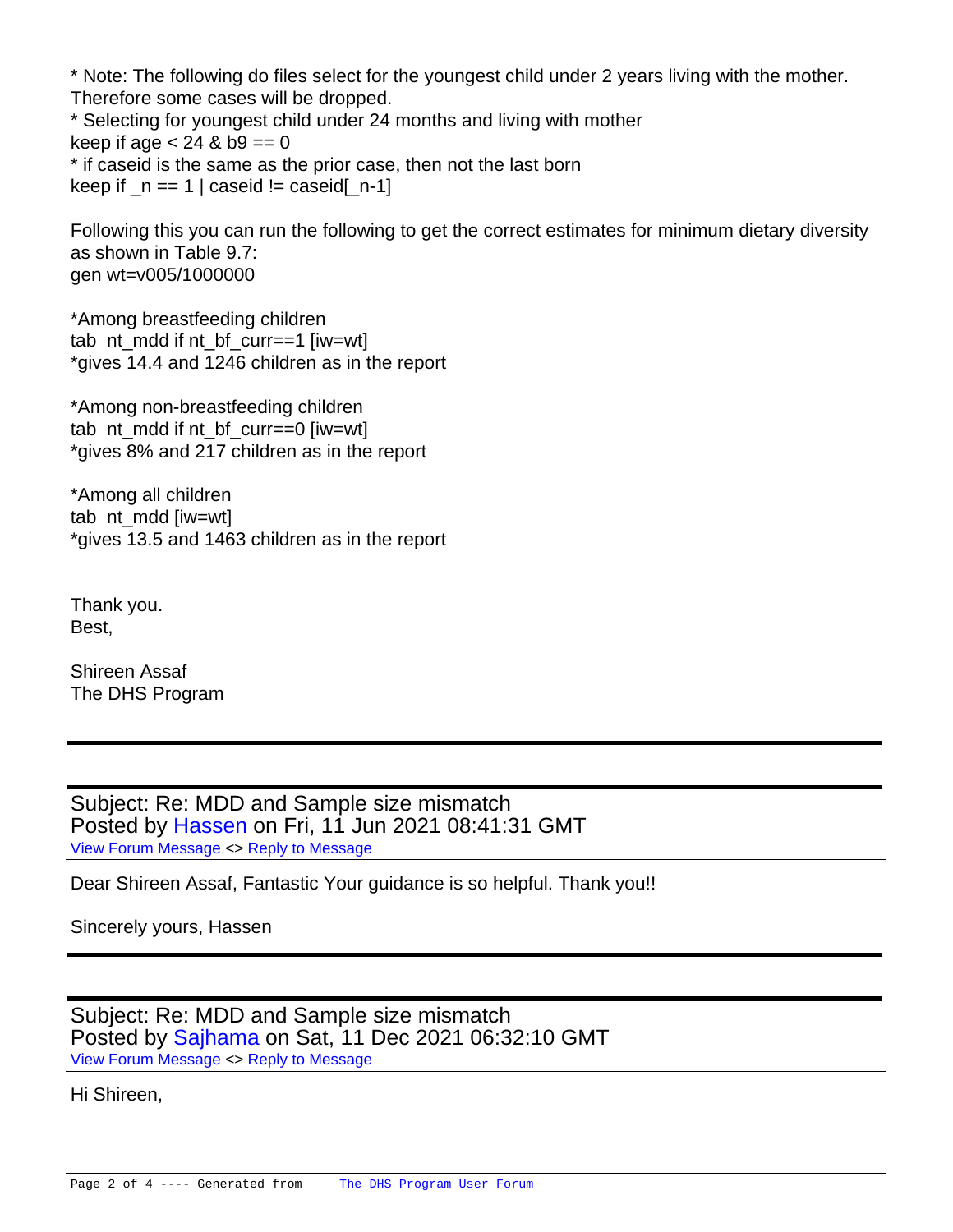* Note: The following do files select for the youngest child under 2 years living with the mother. Therefore some cases will be dropped.

```
* Selecting for youngest child under 24 months and living with mother
keep if age < 24 & b9 == 0
* if caseid is the same as the prior case, then not the last born
keep if _n == 1 | caseid != caseid[_n-1]
```

Following this you can run the following to get the correct estimates for minimum dietary diversity as shown in Table 9.7:

```
gen wt=v005/1000000

*Among breastfeeding children
tab  nt_mdd if nt_bf_curr==1 [iw=wt]
*gives 14.4 and 1246 children as in the report

*Among non-breastfeeding children
tab  nt_mdd if nt_bf_curr==0 [iw=wt]
*gives 8% and 217 children as in the report

*Among all children
tab  nt_mdd [iw=wt]
*gives 13.5 and 1463 children as in the report
```

Thank you.
Best,

Shireen Assaf
The DHS Program

---

Subject: Re: MDD and Sample size mismatch
Posted by Hassen on Fri, 11 Jun 2021 08:41:31 GMT
View Forum Message <> Reply to Message

Dear Shireen Assaf, Fantastic Your guidance is so helpful. Thank you!!

Sincerely yours, Hassen

---

Subject: Re: MDD and Sample size mismatch
Posted by Sajhama on Sat, 11 Dec 2021 06:32:10 GMT
View Forum Message <> Reply to Message

Hi Shireen,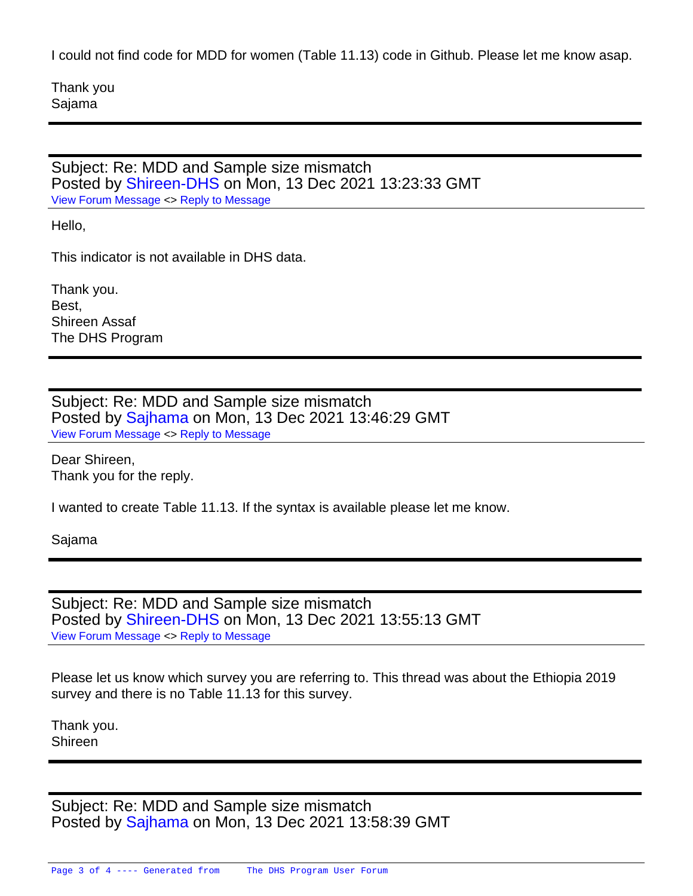I could not find code for MDD for women (Table 11.13) code in Github. Please let me know asap.

Thank you
Sajama

---

Subject: Re: MDD and Sample size mismatch
Posted by Shireen-DHS on Mon, 13 Dec 2021 13:23:33 GMT
View Forum Message <> Reply to Message

Hello,

This indicator is not available in DHS data.

Thank you.
Best,
Shireen Assaf
The DHS Program

---

Subject: Re: MDD and Sample size mismatch
Posted by Sajhama on Mon, 13 Dec 2021 13:46:29 GMT
View Forum Message <> Reply to Message

Dear Shireen,
Thank you for the reply.

I wanted to create Table 11.13. If the syntax is available please let me know.

Sajama

---

Subject: Re: MDD and Sample size mismatch
Posted by Shireen-DHS on Mon, 13 Dec 2021 13:55:13 GMT
View Forum Message <> Reply to Message

Please let us know which survey you are referring to. This thread was about the Ethiopia 2019 survey and there is no Table 11.13 for this survey.

Thank you.
Shireen

---

Subject: Re: MDD and Sample size mismatch
Posted by Sajhama on Mon, 13 Dec 2021 13:58:39 GMT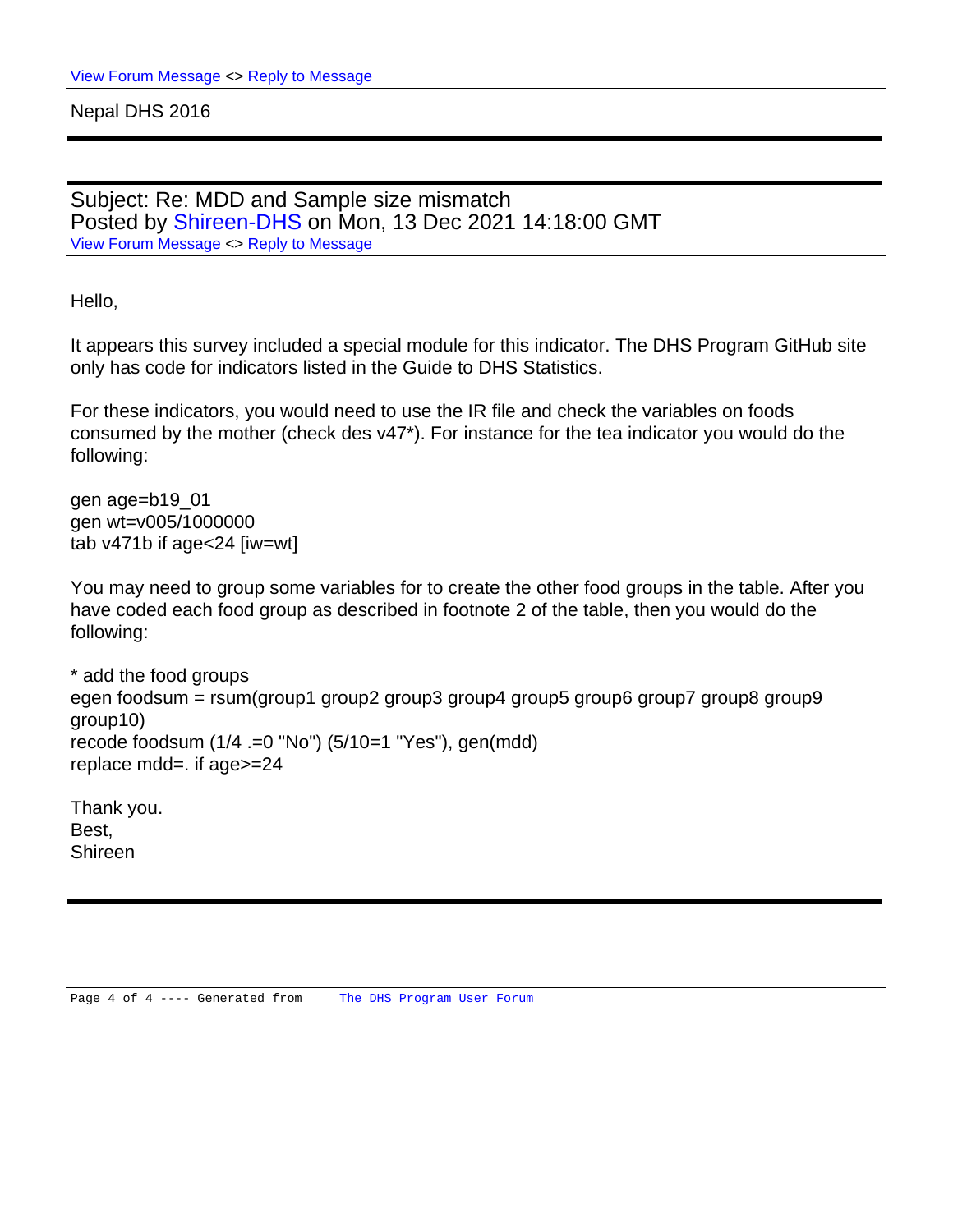View Forum Message <> Reply to Message

Nepal DHS 2016

---

Subject: Re: MDD and Sample size mismatch
Posted by Shireen-DHS on Mon, 13 Dec 2021 14:18:00 GMT
View Forum Message <> Reply to Message

Hello,

It appears this survey included a special module for this indicator. The DHS Program GitHub site only has code for indicators listed in the Guide to DHS Statistics.

For these indicators, you would need to use the IR file and check the variables on foods consumed by the mother (check des v47*). For instance for the tea indicator you would do the following:

```
gen age=b19_01
gen wt=v005/1000000
tab v471b if age<24 [iw=wt]
```

You may need to group some variables for to create the other food groups in the table. After you have coded each food group as described in footnote 2 of the table, then you would do the following:

```
* add the food groups
egen foodsum = rsum(group1 group2 group3 group4 group5 group6 group7 group8 group9 group10)
recode foodsum (1/4 .=0 "No") (5/10=1 "Yes"), gen(mdd)
replace mdd=. if age>=24
```

Thank you.
Best,
Shireen